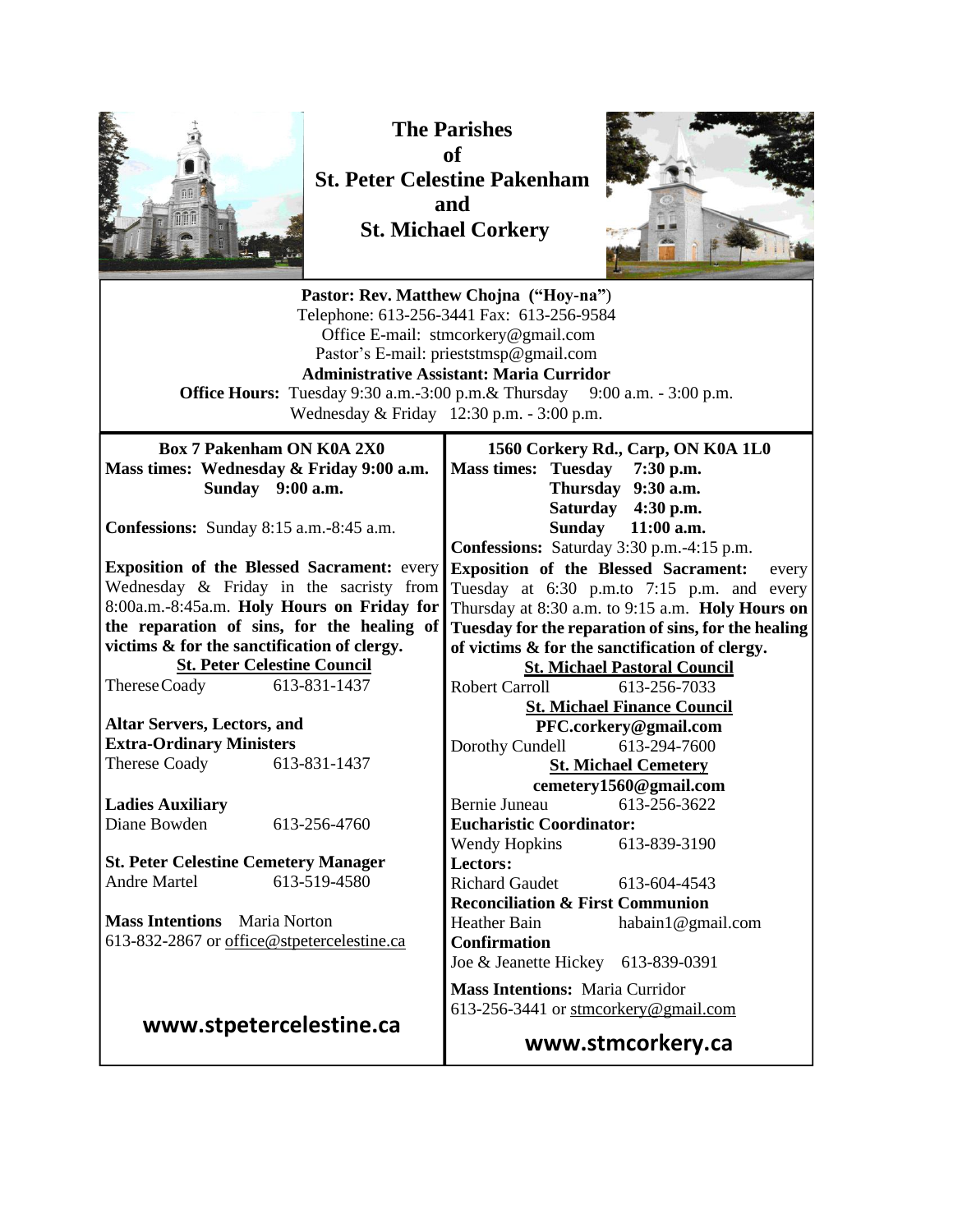# The Parishes of St. Peter Celestine Pakenham and St. Michael Corkery

**Pastor: Rev. Matthew Chojna ("Hoy-na")**
Telephone: 613-256-3441 Fax: 613-256-9584
Office E-mail: stmcorkery@gmail.com
Pastor's E-mail: prieststmsp@gmail.com
**Administrative Assistant: Maria Curridor**
**Office Hours:** Tuesday 9:30 a.m.-3:00 p.m.& Thursday 9:00 a.m. - 3:00 p.m.
Wednesday & Friday 12:30 p.m. - 3:00 p.m.

**Box 7 Pakenham ON K0A 2X0**
**Mass times: Wednesday & Friday 9:00 a.m.**
**Sunday 9:00 a.m.**

**Confessions:** Sunday 8:15 a.m.-8:45 a.m.

**Exposition of the Blessed Sacrament:** every Wednesday & Friday in the sacristy from 8:00a.m.-8:45a.m. **Holy Hours on Friday for the reparation of sins, for the healing of victims & for the sanctification of clergy.**

**St. Peter Celestine Council**
Therese Coady 613-831-1437

**Altar Servers, Lectors, and Extra-Ordinary Ministers**
Therese Coady 613-831-1437

**Ladies Auxiliary**
Diane Bowden 613-256-4760

**St. Peter Celestine Cemetery Manager**
Andre Martel 613-519-4580

**Mass Intentions** Maria Norton
613-832-2867 or office@stpetercelestine.ca

**www.stpetercelestine.ca**

**1560 Corkery Rd., Carp, ON K0A 1L0**
**Mass times: Tuesday 7:30 p.m.**
**Thursday 9:30 a.m.**
**Saturday 4:30 p.m.**
**Sunday 11:00 a.m.**
**Confessions:** Saturday 3:30 p.m.-4:15 p.m.

**Exposition of the Blessed Sacrament:** every Tuesday at 6:30 p.m.to 7:15 p.m. and every Thursday at 8:30 a.m. to 9:15 a.m. **Holy Hours on Tuesday for the reparation of sins, for the healing of victims & for the sanctification of clergy.**

**St. Michael Pastoral Council**
Robert Carroll 613-256-7033

**St. Michael Finance Council**
**PFC.corkery@gmail.com**
Dorothy Cundell 613-294-7600

**St. Michael Cemetery**
**cemetery1560@gmail.com**
Bernie Juneau 613-256-3622

**Eucharistic Coordinator:**
Wendy Hopkins 613-839-3190

**Lectors:**
Richard Gaudet 613-604-4543

**Reconciliation & First Communion**
Heather Bain habain1@gmail.com

**Confirmation**
Joe & Jeanette Hickey 613-839-0391

**Mass Intentions:** Maria Curridor
613-256-3441 or stmcorkery@gmail.com

**www.stmcorkery.ca**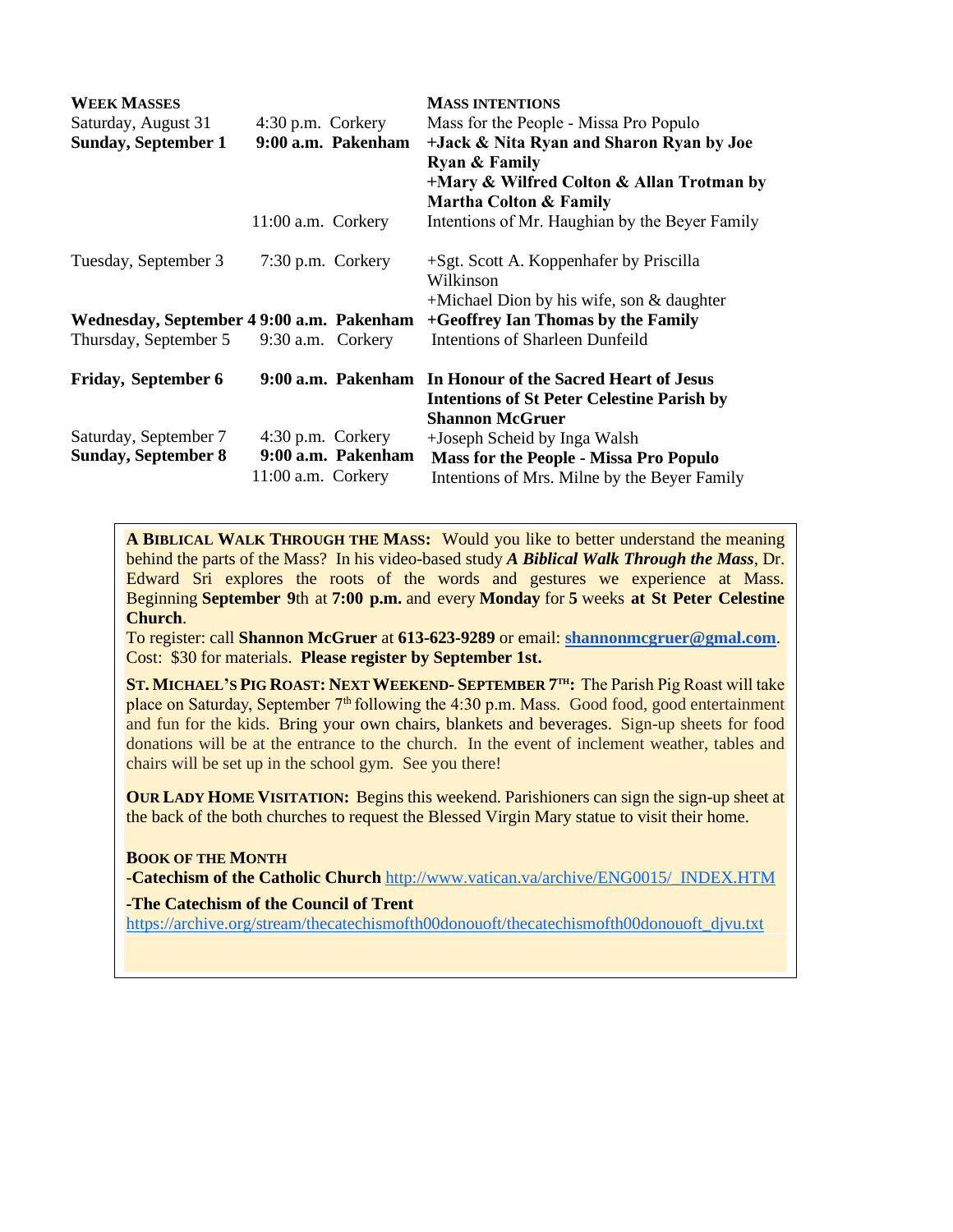| **WEEK MASSES** | | **MASS INTENTIONS** |
|---|---|---|
| Saturday, August 31 | 4:30 p.m. Corkery | Mass for the People - Missa Pro Populo |
| **Sunday, September 1** | **9:00 a.m. Pakenham** | **+Jack & Nita Ryan and Sharon Ryan by Joe Ryan & Family** |
| | | **+Mary & Wilfred Colton & Allan Trotman by Martha Colton & Family** |
| | 11:00 a.m. Corkery | Intentions of Mr. Haughian by the Beyer Family |
| Tuesday, September 3 | 7:30 p.m. Corkery | +Sgt. Scott A. Koppenhafer by Priscilla Wilkinson |
| | | +Michael Dion by his wife, son & daughter |
| **Wednesday, September 4** | **9:00 a.m. Pakenham** | **+Geoffrey Ian Thomas by the Family** |
| Thursday, September 5 | 9:30 a.m. Corkery | Intentions of Sharleen Dunfeild |
| **Friday, September 6** | **9:00 a.m. Pakenham** | **In Honour of the Sacred Heart of Jesus** |
| | | **Intentions of St Peter Celestine Parish by Shannon McGruer** |
| Saturday, September 7 | 4:30 p.m. Corkery | +Joseph Scheid by Inga Walsh |
| **Sunday, September 8** | **9:00 a.m. Pakenham** | **Mass for the People - Missa Pro Populo** |
| | 11:00 a.m. Corkery | Intentions of Mrs. Milne by the Beyer Family |

**A BIBLICAL WALK THROUGH THE MASS:** Would you like to better understand the meaning behind the parts of the Mass? In his video-based study ***A Biblical Walk Through the Mass***, Dr. Edward Sri explores the roots of the words and gestures we experience at Mass. Beginning **September 9**th at **7:00 p.m.** and every **Monday** for **5** weeks **at St Peter Celestine Church**.
To register: call **Shannon McGruer** at **613-623-9289** or email: **shannonmcgruer@gmal.com**. Cost: $30 for materials. **Please register by September 1st.**

**ST. MICHAEL'S PIG ROAST: NEXT WEEKEND- SEPTEMBER 7TH:** The Parish Pig Roast will take place on Saturday, September 7th following the 4:30 p.m. Mass. Good food, good entertainment and fun for the kids. Bring your own chairs, blankets and beverages. Sign-up sheets for food donations will be at the entrance to the church. In the event of inclement weather, tables and chairs will be set up in the school gym. See you there!

**OUR LADY HOME VISITATION:** Begins this weekend. Parishioners can sign the sign-up sheet at the back of the both churches to request the Blessed Virgin Mary statue to visit their home.

**BOOK OF THE MONTH**
-**Catechism of the Catholic Church** http://www.vatican.va/archive/ENG0015/_INDEX.HTM

**-The Catechism of the Council of Trent**
https://archive.org/stream/thecatechismofth00donouoft/thecatechismofth00donouoft_djvu.txt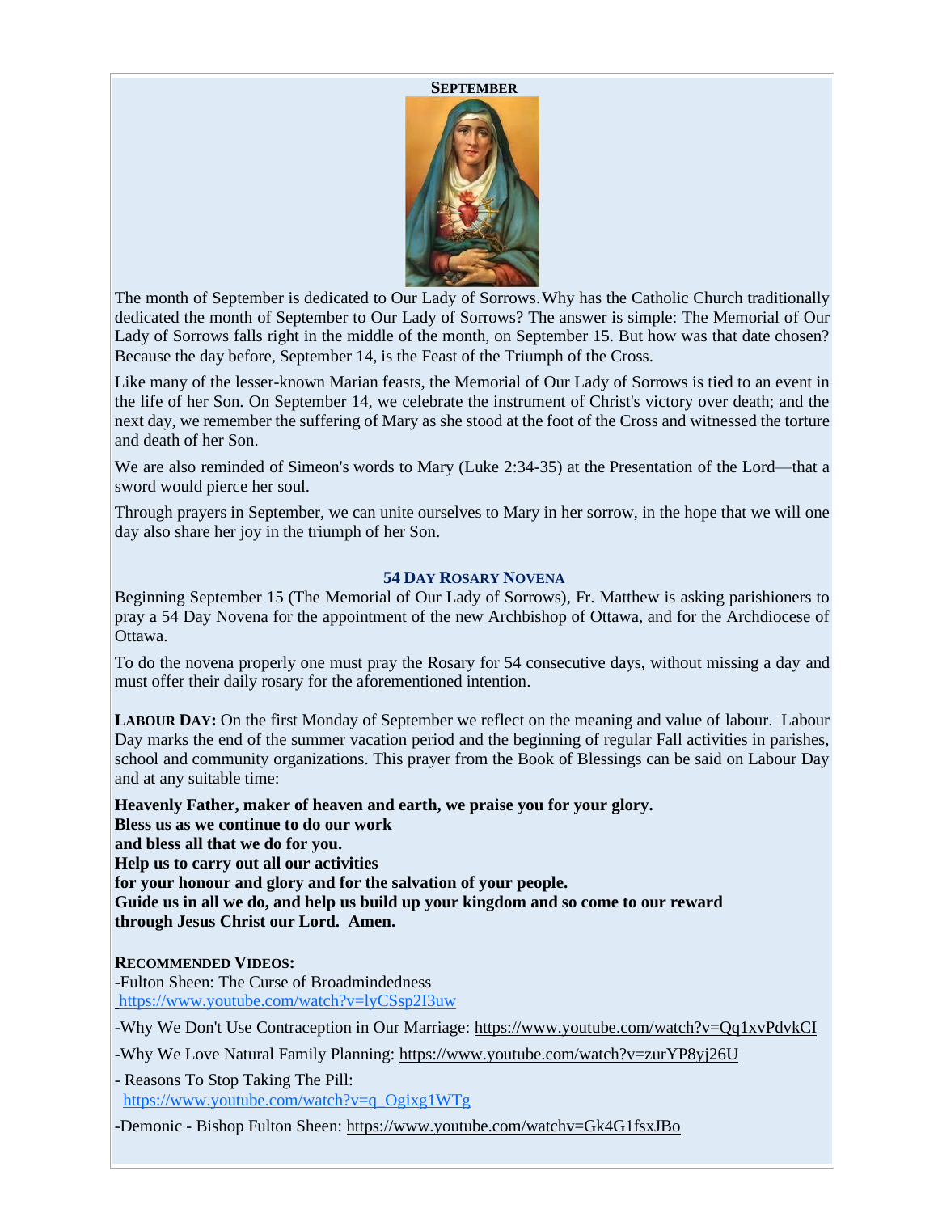## SEPTEMBER

The month of September is dedicated to Our Lady of Sorrows. Why has the Catholic Church traditionally dedicated the month of September to Our Lady of Sorrows? The answer is simple: The Memorial of Our Lady of Sorrows falls right in the middle of the month, on September 15. But how was that date chosen? Because the day before, September 14, is the Feast of the Triumph of the Cross.

Like many of the lesser-known Marian feasts, the Memorial of Our Lady of Sorrows is tied to an event in the life of her Son. On September 14, we celebrate the instrument of Christ's victory over death; and the next day, we remember the suffering of Mary as she stood at the foot of the Cross and witnessed the torture and death of her Son.

We are also reminded of Simeon's words to Mary (Luke 2:34-35) at the Presentation of the Lord—that a sword would pierce her soul.

Through prayers in September, we can unite ourselves to Mary in her sorrow, in the hope that we will one day also share her joy in the triumph of her Son.

### 54 DAY ROSARY NOVENA

Beginning September 15 (The Memorial of Our Lady of Sorrows), Fr. Matthew is asking parishioners to pray a 54 Day Novena for the appointment of the new Archbishop of Ottawa, and for the Archdiocese of Ottawa.

To do the novena properly one must pray the Rosary for 54 consecutive days, without missing a day and must offer their daily rosary for the aforementioned intention.

**LABOUR DAY:** On the first Monday of September we reflect on the meaning and value of labour. Labour Day marks the end of the summer vacation period and the beginning of regular Fall activities in parishes, school and community organizations. This prayer from the Book of Blessings can be said on Labour Day and at any suitable time:

**Heavenly Father, maker of heaven and earth, we praise you for your glory.**
**Bless us as we continue to do our work**
**and bless all that we do for you.**
**Help us to carry out all our activities**
**for your honour and glory and for the salvation of your people.**
**Guide us in all we do, and help us build up your kingdom and so come to our reward**
**through Jesus Christ our Lord. Amen.**

**RECOMMENDED VIDEOS:**

-Fulton Sheen: The Curse of Broadmindedness
https://www.youtube.com/watch?v=lyCSsp2I3uw

-Why We Don't Use Contraception in Our Marriage: https://www.youtube.com/watch?v=Qq1xvPdvkCI

-Why We Love Natural Family Planning: https://www.youtube.com/watch?v=zurYP8yj26U

- Reasons To Stop Taking The Pill:
https://www.youtube.com/watch?v=q_Ogixg1WTg

-Demonic - Bishop Fulton Sheen: https://www.youtube.com/watchv=Gk4G1fsxJBo